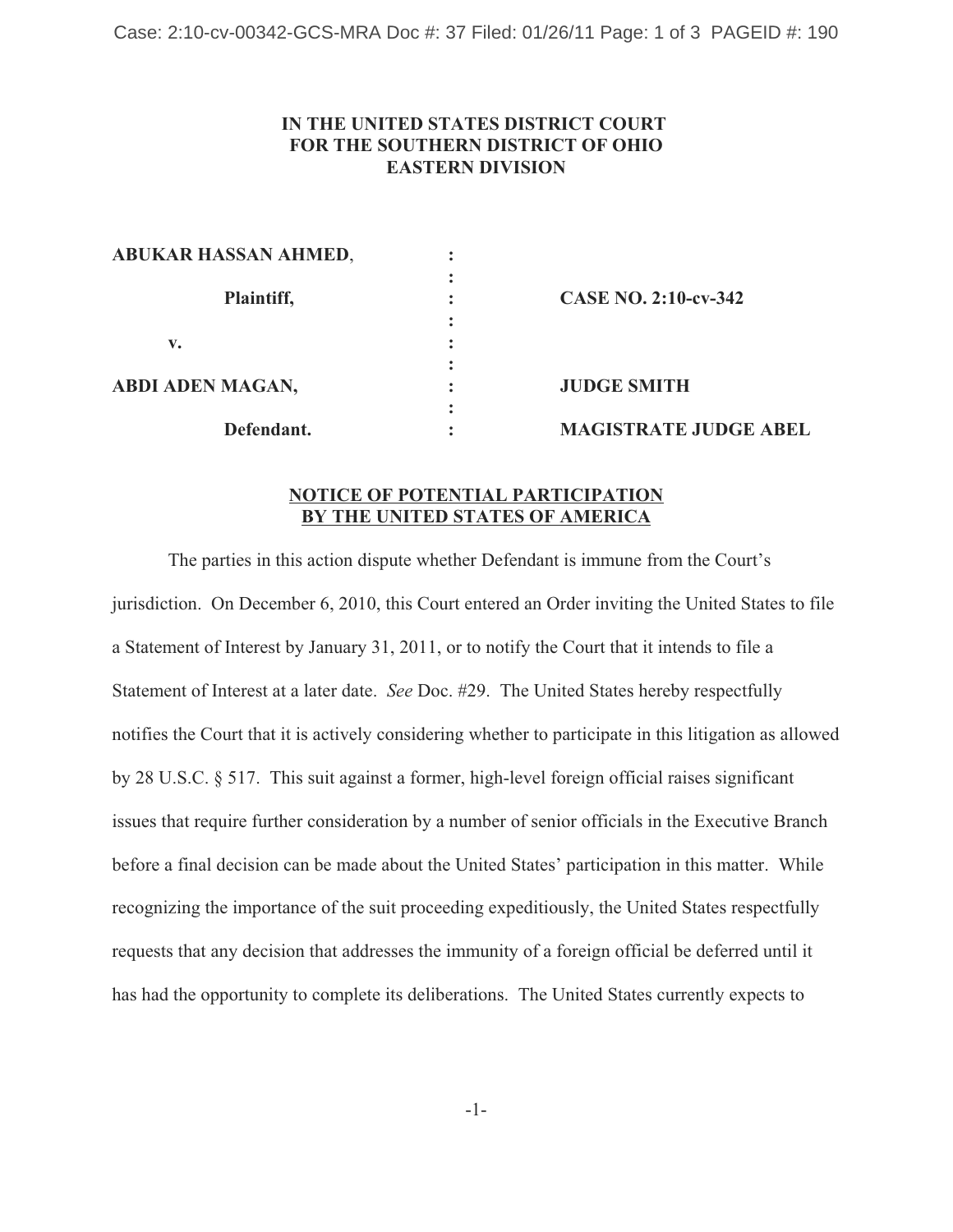**IN THE UNITED STATES DISTRICT COURT**
**FOR THE SOUTHERN DISTRICT OF OHIO**
**EASTERN DIVISION**

| | | |
|---|---|---|
| **ABUKAR HASSAN AHMED**, | : | |
| **Plaintiff,** | : | **CASE NO. 2:10-cv-342** |
| **v.** | : | |
| **ABDI ADEN MAGAN,** | : | **JUDGE SMITH** |
| **Defendant.** | : | **MAGISTRATE JUDGE ABEL** |

## NOTICE OF POTENTIAL PARTICIPATION BY THE UNITED STATES OF AMERICA

The parties in this action dispute whether Defendant is immune from the Court's jurisdiction. On December 6, 2010, this Court entered an Order inviting the United States to file a Statement of Interest by January 31, 2011, or to notify the Court that it intends to file a Statement of Interest at a later date. *See* Doc. #29. The United States hereby respectfully notifies the Court that it is actively considering whether to participate in this litigation as allowed by 28 U.S.C. § 517. This suit against a former, high-level foreign official raises significant issues that require further consideration by a number of senior officials in the Executive Branch before a final decision can be made about the United States' participation in this matter. While recognizing the importance of the suit proceeding expeditiously, the United States respectfully requests that any decision that addresses the immunity of a foreign official be deferred until it has had the opportunity to complete its deliberations. The United States currently expects to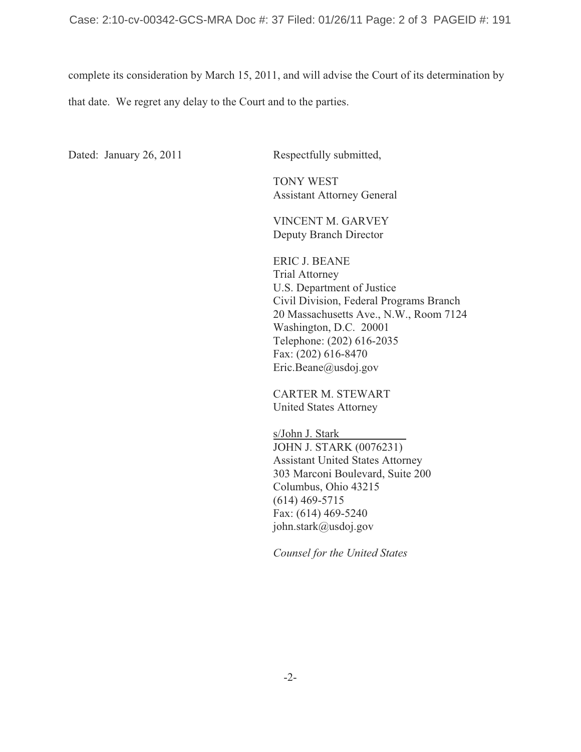complete its consideration by March 15, 2011, and will advise the Court of its determination by that date. We regret any delay to the Court and to the parties.

Dated: January 26, 2011

Respectfully submitted,

TONY WEST
Assistant Attorney General

VINCENT M. GARVEY
Deputy Branch Director

ERIC J. BEANE
Trial Attorney
U.S. Department of Justice
Civil Division, Federal Programs Branch
20 Massachusetts Ave., N.W., Room 7124
Washington, D.C. 20001
Telephone: (202) 616-2035
Fax: (202) 616-8470
Eric.Beane@usdoj.gov

CARTER M. STEWART
United States Attorney

s/John J. Stark
JOHN J. STARK (0076231)
Assistant United States Attorney
303 Marconi Boulevard, Suite 200
Columbus, Ohio 43215
(614) 469-5715
Fax: (614) 469-5240
john.stark@usdoj.gov

*Counsel for the United States*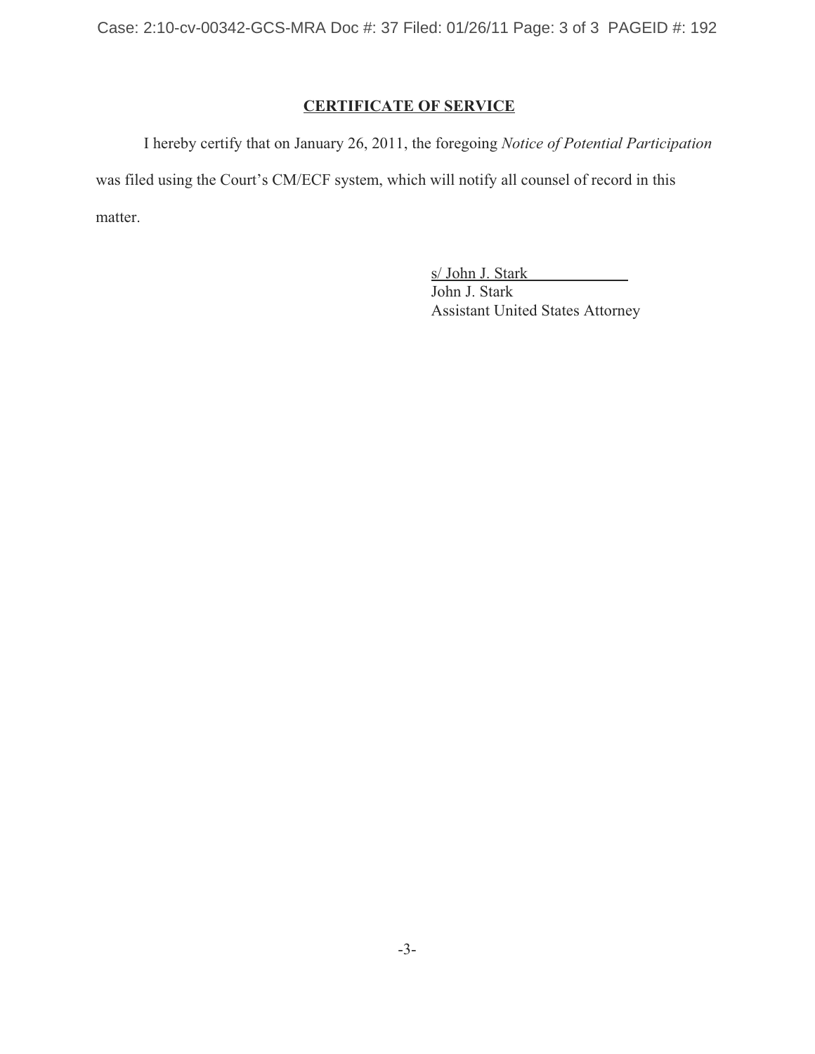**CERTIFICATE OF SERVICE**

I hereby certify that on January 26, 2011, the foregoing *Notice of Potential Participation* was filed using the Court's CM/ECF system, which will notify all counsel of record in this matter.

s/ John J. Stark
John J. Stark
Assistant United States Attorney